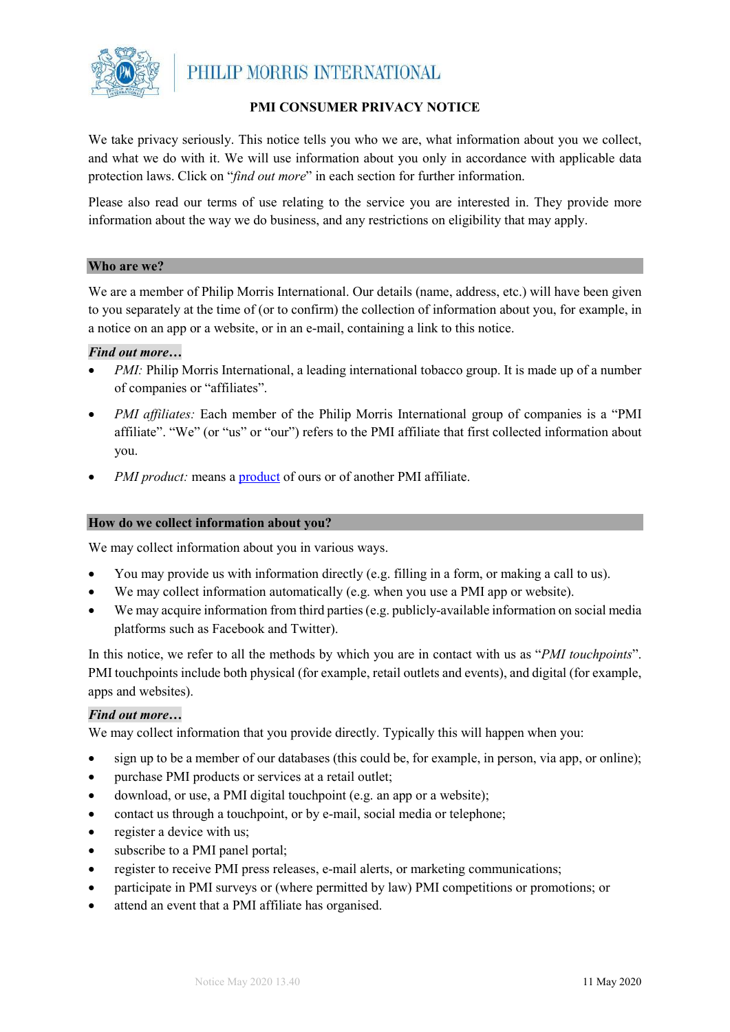# PMI CONSUMER PRIVACY NOTICE

We take privacy seriously. This notice tells you who we are, what information about you we collect, and what we do with it. We will use information about you only in accordance with applicable data protection laws. Click on "*find out more*" in each section for further information.

Please also read our terms of use relating to the service you are interested in. They provide more information about the way we do business, and any restrictions on eligibility that may apply.

## Who are we?

We are a member of Philip Morris International. Our details (name, address, etc.) will have been given to you separately at the time of (or to confirm) the collection of information about you, for example, in a notice on an app or a website, or in an e-mail, containing a link to this notice.

***Find out more…***

- *PMI:* Philip Morris International, a leading international tobacco group. It is made up of a number of companies or "affiliates".
- *PMI affiliates:* Each member of the Philip Morris International group of companies is a "PMI affiliate". "We" (or "us" or "our") refers to the PMI affiliate that first collected information about you.
- *PMI product:* means a product of ours or of another PMI affiliate.

## How do we collect information about you?

We may collect information about you in various ways.

- You may provide us with information directly (e.g. filling in a form, or making a call to us).
- We may collect information automatically (e.g. when you use a PMI app or website).
- We may acquire information from third parties (e.g. publicly-available information on social media platforms such as Facebook and Twitter).

In this notice, we refer to all the methods by which you are in contact with us as "*PMI touchpoints*". PMI touchpoints include both physical (for example, retail outlets and events), and digital (for example, apps and websites).

***Find out more…***

We may collect information that you provide directly. Typically this will happen when you:

- sign up to be a member of our databases (this could be, for example, in person, via app, or online);
- purchase PMI products or services at a retail outlet;
- download, or use, a PMI digital touchpoint (e.g. an app or a website);
- contact us through a touchpoint, or by e-mail, social media or telephone;
- register a device with us;
- subscribe to a PMI panel portal;
- register to receive PMI press releases, e-mail alerts, or marketing communications;
- participate in PMI surveys or (where permitted by law) PMI competitions or promotions; or
- attend an event that a PMI affiliate has organised.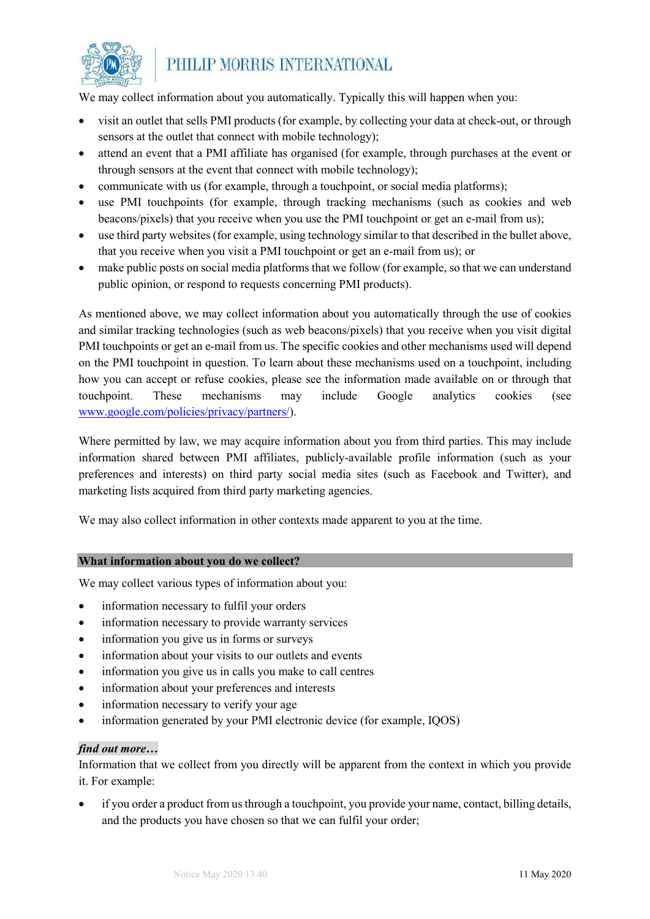We may collect information about you automatically. Typically this will happen when you:

- visit an outlet that sells PMI products (for example, by collecting your data at check-out, or through sensors at the outlet that connect with mobile technology);
- attend an event that a PMI affiliate has organised (for example, through purchases at the event or through sensors at the event that connect with mobile technology);
- communicate with us (for example, through a touchpoint, or social media platforms);
- use PMI touchpoints (for example, through tracking mechanisms (such as cookies and web beacons/pixels) that you receive when you use the PMI touchpoint or get an e-mail from us);
- use third party websites (for example, using technology similar to that described in the bullet above, that you receive when you visit a PMI touchpoint or get an e-mail from us); or
- make public posts on social media platforms that we follow (for example, so that we can understand public opinion, or respond to requests concerning PMI products).

As mentioned above, we may collect information about you automatically through the use of cookies and similar tracking technologies (such as web beacons/pixels) that you receive when you visit digital PMI touchpoints or get an e-mail from us. The specific cookies and other mechanisms used will depend on the PMI touchpoint in question. To learn about these mechanisms used on a touchpoint, including how you can accept or refuse cookies, please see the information made available on or through that touchpoint. These mechanisms may include Google analytics cookies (see www.google.com/policies/privacy/partners/).

Where permitted by law, we may acquire information about you from third parties. This may include information shared between PMI affiliates, publicly-available profile information (such as your preferences and interests) on third party social media sites (such as Facebook and Twitter), and marketing lists acquired from third party marketing agencies.

We may also collect information in other contexts made apparent to you at the time.

## What information about you do we collect?

We may collect various types of information about you:

- information necessary to fulfil your orders
- information necessary to provide warranty services
- information you give us in forms or surveys
- information about your visits to our outlets and events
- information you give us in calls you make to call centres
- information about your preferences and interests
- information necessary to verify your age
- information generated by your PMI electronic device (for example, IQOS)

***find out more…***

Information that we collect from you directly will be apparent from the context in which you provide it. For example:

- if you order a product from us through a touchpoint, you provide your name, contact, billing details, and the products you have chosen so that we can fulfil your order;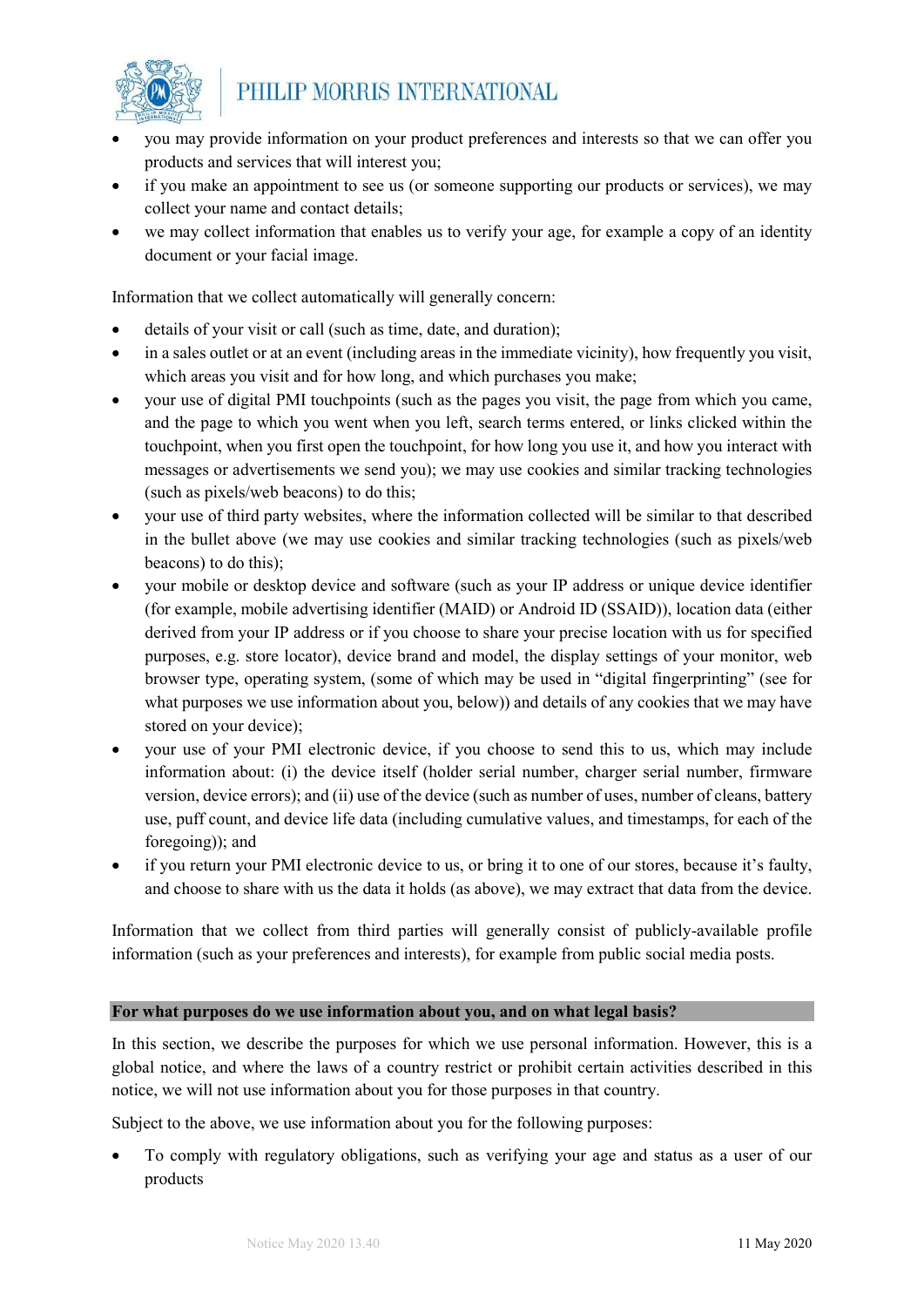- you may provide information on your product preferences and interests so that we can offer you products and services that will interest you;
- if you make an appointment to see us (or someone supporting our products or services), we may collect your name and contact details;
- we may collect information that enables us to verify your age, for example a copy of an identity document or your facial image.

Information that we collect automatically will generally concern:

- details of your visit or call (such as time, date, and duration);
- in a sales outlet or at an event (including areas in the immediate vicinity), how frequently you visit, which areas you visit and for how long, and which purchases you make;
- your use of digital PMI touchpoints (such as the pages you visit, the page from which you came, and the page to which you went when you left, search terms entered, or links clicked within the touchpoint, when you first open the touchpoint, for how long you use it, and how you interact with messages or advertisements we send you); we may use cookies and similar tracking technologies (such as pixels/web beacons) to do this;
- your use of third party websites, where the information collected will be similar to that described in the bullet above (we may use cookies and similar tracking technologies (such as pixels/web beacons) to do this);
- your mobile or desktop device and software (such as your IP address or unique device identifier (for example, mobile advertising identifier (MAID) or Android ID (SSAID)), location data (either derived from your IP address or if you choose to share your precise location with us for specified purposes, e.g. store locator), device brand and model, the display settings of your monitor, web browser type, operating system, (some of which may be used in "digital fingerprinting" (see for what purposes we use information about you, below)) and details of any cookies that we may have stored on your device);
- your use of your PMI electronic device, if you choose to send this to us, which may include information about: (i) the device itself (holder serial number, charger serial number, firmware version, device errors); and (ii) use of the device (such as number of uses, number of cleans, battery use, puff count, and device life data (including cumulative values, and timestamps, for each of the foregoing)); and
- if you return your PMI electronic device to us, or bring it to one of our stores, because it's faulty, and choose to share with us the data it holds (as above), we may extract that data from the device.

Information that we collect from third parties will generally consist of publicly-available profile information (such as your preferences and interests), for example from public social media posts.

## For what purposes do we use information about you, and on what legal basis?

In this section, we describe the purposes for which we use personal information. However, this is a global notice, and where the laws of a country restrict or prohibit certain activities described in this notice, we will not use information about you for those purposes in that country.

Subject to the above, we use information about you for the following purposes:

- To comply with regulatory obligations, such as verifying your age and status as a user of our products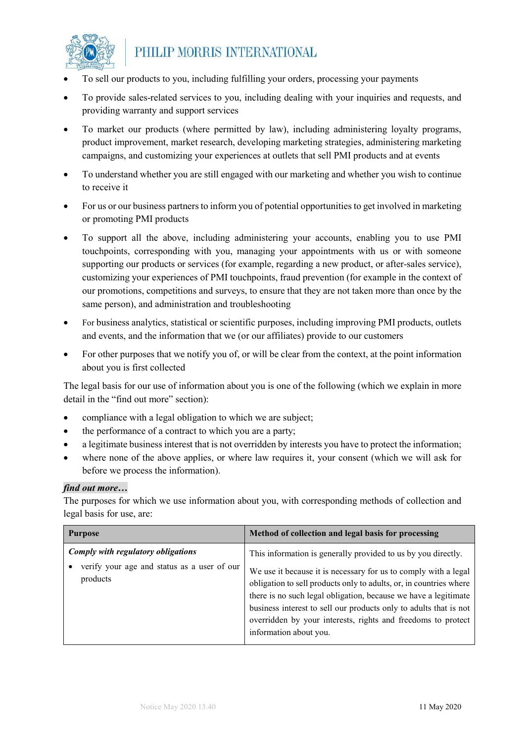- To sell our products to you, including fulfilling your orders, processing your payments
- To provide sales-related services to you, including dealing with your inquiries and requests, and providing warranty and support services
- To market our products (where permitted by law), including administering loyalty programs, product improvement, market research, developing marketing strategies, administering marketing campaigns, and customizing your experiences at outlets that sell PMI products and at events
- To understand whether you are still engaged with our marketing and whether you wish to continue to receive it
- For us or our business partners to inform you of potential opportunities to get involved in marketing or promoting PMI products
- To support all the above, including administering your accounts, enabling you to use PMI touchpoints, corresponding with you, managing your appointments with us or with someone supporting our products or services (for example, regarding a new product, or after-sales service), customizing your experiences of PMI touchpoints, fraud prevention (for example in the context of our promotions, competitions and surveys, to ensure that they are not taken more than once by the same person), and administration and troubleshooting
- For business analytics, statistical or scientific purposes, including improving PMI products, outlets and events, and the information that we (or our affiliates) provide to our customers
- For other purposes that we notify you of, or will be clear from the context, at the point information about you is first collected

The legal basis for our use of information about you is one of the following (which we explain in more detail in the "find out more" section):

- compliance with a legal obligation to which we are subject;
- the performance of a contract to which you are a party;
- a legitimate business interest that is not overridden by interests you have to protect the information;
- where none of the above applies, or where law requires it, your consent (which we will ask for before we process the information).

***find out more…***

The purposes for which we use information about you, with corresponding methods of collection and legal basis for use, are:

| Purpose | Method of collection and legal basis for processing |
|---|---|
| ***Comply with regulatory obligations***<br>• verify your age and status as a user of our products | This information is generally provided to us by you directly.<br><br>We use it because it is necessary for us to comply with a legal obligation to sell products only to adults, or, in countries where there is no such legal obligation, because we have a legitimate business interest to sell our products only to adults that is not overridden by your interests, rights and freedoms to protect information about you. |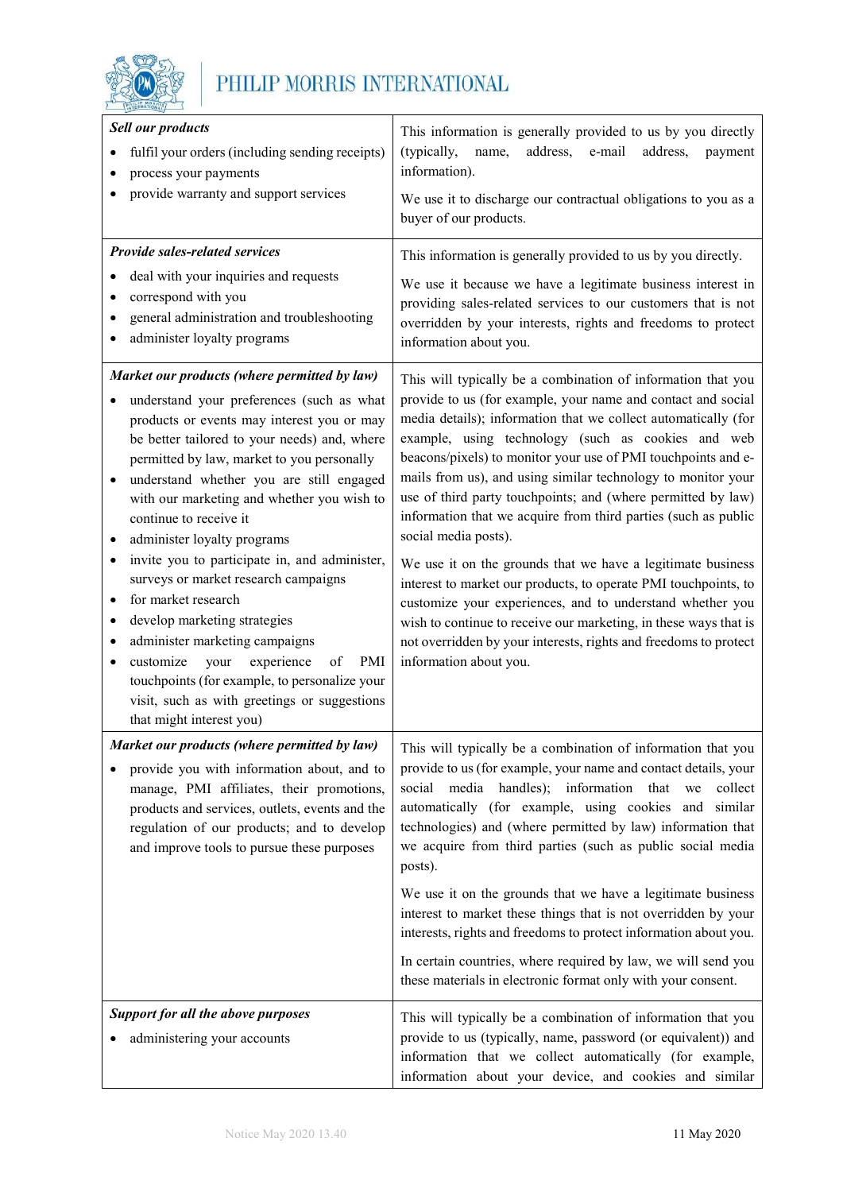| | |
|---|---|
| ***Sell our products*** <br>• fulfil your orders (including sending receipts) <br>• process your payments <br>• provide warranty and support services | This information is generally provided to us by you directly (typically, name, address, e-mail address, payment information). <br><br>We use it to discharge our contractual obligations to you as a buyer of our products. |
| ***Provide sales-related services*** <br>• deal with your inquiries and requests <br>• correspond with you <br>• general administration and troubleshooting <br>• administer loyalty programs | This information is generally provided to us by you directly. <br><br>We use it because we have a legitimate business interest in providing sales-related services to our customers that is not overridden by your interests, rights and freedoms to protect information about you. |
| ***Market our products (where permitted by law)*** <br>• understand your preferences (such as what products or events may interest you or may be better tailored to your needs) and, where permitted by law, market to you personally <br>• understand whether you are still engaged with our marketing and whether you wish to continue to receive it <br>• administer loyalty programs <br>• invite you to participate in, and administer, surveys or market research campaigns <br>• for market research <br>• develop marketing strategies <br>• administer marketing campaigns <br>• customize your experience of PMI touchpoints (for example, to personalize your visit, such as with greetings or suggestions that might interest you) | This will typically be a combination of information that you provide to us (for example, your name and contact and social media details); information that we collect automatically (for example, using technology (such as cookies and web beacons/pixels) to monitor your use of PMI touchpoints and e-mails from us), and using similar technology to monitor your use of third party touchpoints; and (where permitted by law) information that we acquire from third parties (such as public social media posts). <br><br>We use it on the grounds that we have a legitimate business interest to market our products, to operate PMI touchpoints, to customize your experiences, and to understand whether you wish to continue to receive our marketing, in these ways that is not overridden by your interests, rights and freedoms to protect information about you. |
| ***Market our products (where permitted by law)*** <br>• provide you with information about, and to manage, PMI affiliates, their promotions, products and services, outlets, events and the regulation of our products; and to develop and improve tools to pursue these purposes | This will typically be a combination of information that you provide to us (for example, your name and contact details, your social media handles); information that we collect automatically (for example, using cookies and similar technologies) and (where permitted by law) information that we acquire from third parties (such as public social media posts). <br><br>We use it on the grounds that we have a legitimate business interest to market these things that is not overridden by your interests, rights and freedoms to protect information about you. <br><br>In certain countries, where required by law, we will send you these materials in electronic format only with your consent. |
| ***Support for all the above purposes*** <br>• administering your accounts | This will typically be a combination of information that you provide to us (typically, name, password (or equivalent)) and information that we collect automatically (for example, information about your device, and cookies and similar |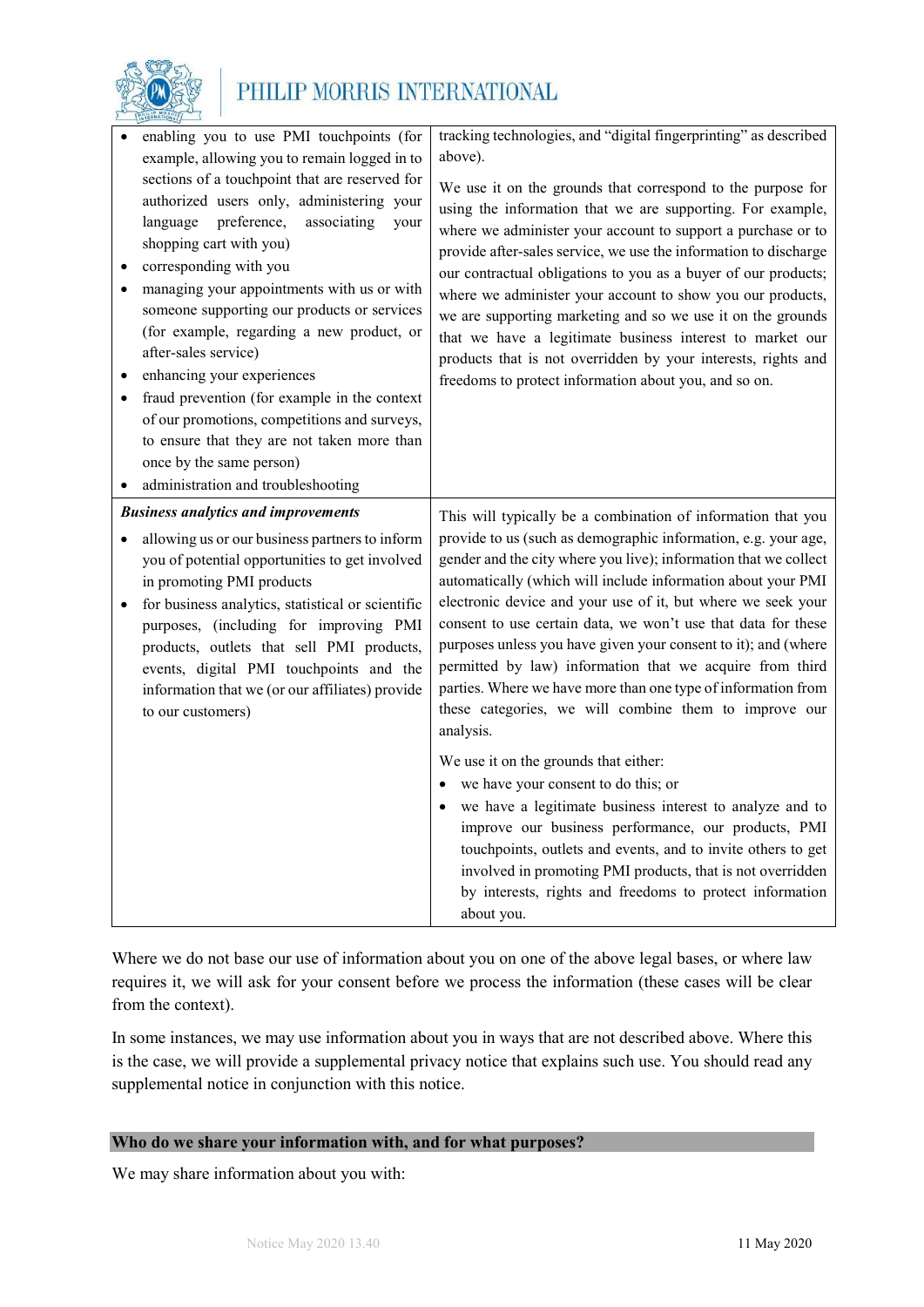| | |
|---|---|
| • enabling you to use PMI touchpoints (for example, allowing you to remain logged in to sections of a touchpoint that are reserved for authorized users only, administering your language preference, associating your shopping cart with you)<br>• corresponding with you<br>• managing your appointments with us or with someone supporting our products or services (for example, regarding a new product, or after-sales service)<br>• enhancing your experiences<br>• fraud prevention (for example in the context of our promotions, competitions and surveys, to ensure that they are not taken more than once by the same person)<br>• administration and troubleshooting | tracking technologies, and "digital fingerprinting" as described above).<br><br>We use it on the grounds that correspond to the purpose for using the information that we are supporting. For example, where we administer your account to support a purchase or to provide after-sales service, we use the information to discharge our contractual obligations to you as a buyer of our products; where we administer your account to show you our products, we are supporting marketing and so we use it on the grounds that we have a legitimate business interest to market our products that is not overridden by your interests, rights and freedoms to protect information about you, and so on. |
| ***Business analytics and improvements***<br>• allowing us or our business partners to inform you of potential opportunities to get involved in promoting PMI products<br>• for business analytics, statistical or scientific purposes, (including for improving PMI products, outlets that sell PMI products, events, digital PMI touchpoints and the information that we (or our affiliates) provide to our customers) | This will typically be a combination of information that you provide to us (such as demographic information, e.g. your age, gender and the city where you live); information that we collect automatically (which will include information about your PMI electronic device and your use of it, but where we seek your consent to use certain data, we won't use that data for these purposes unless you have given your consent to it); and (where permitted by law) information that we acquire from third parties. Where we have more than one type of information from these categories, we will combine them to improve our analysis.<br><br>We use it on the grounds that either:<br>• we have your consent to do this; or<br>• we have a legitimate business interest to analyze and to improve our business performance, our products, PMI touchpoints, outlets and events, and to invite others to get involved in promoting PMI products, that is not overridden by interests, rights and freedoms to protect information about you. |

Where we do not base our use of information about you on one of the above legal bases, or where law requires it, we will ask for your consent before we process the information (these cases will be clear from the context).

In some instances, we may use information about you in ways that are not described above. Where this is the case, we will provide a supplemental privacy notice that explains such use. You should read any supplemental notice in conjunction with this notice.

## Who do we share your information with, and for what purposes?

We may share information about you with: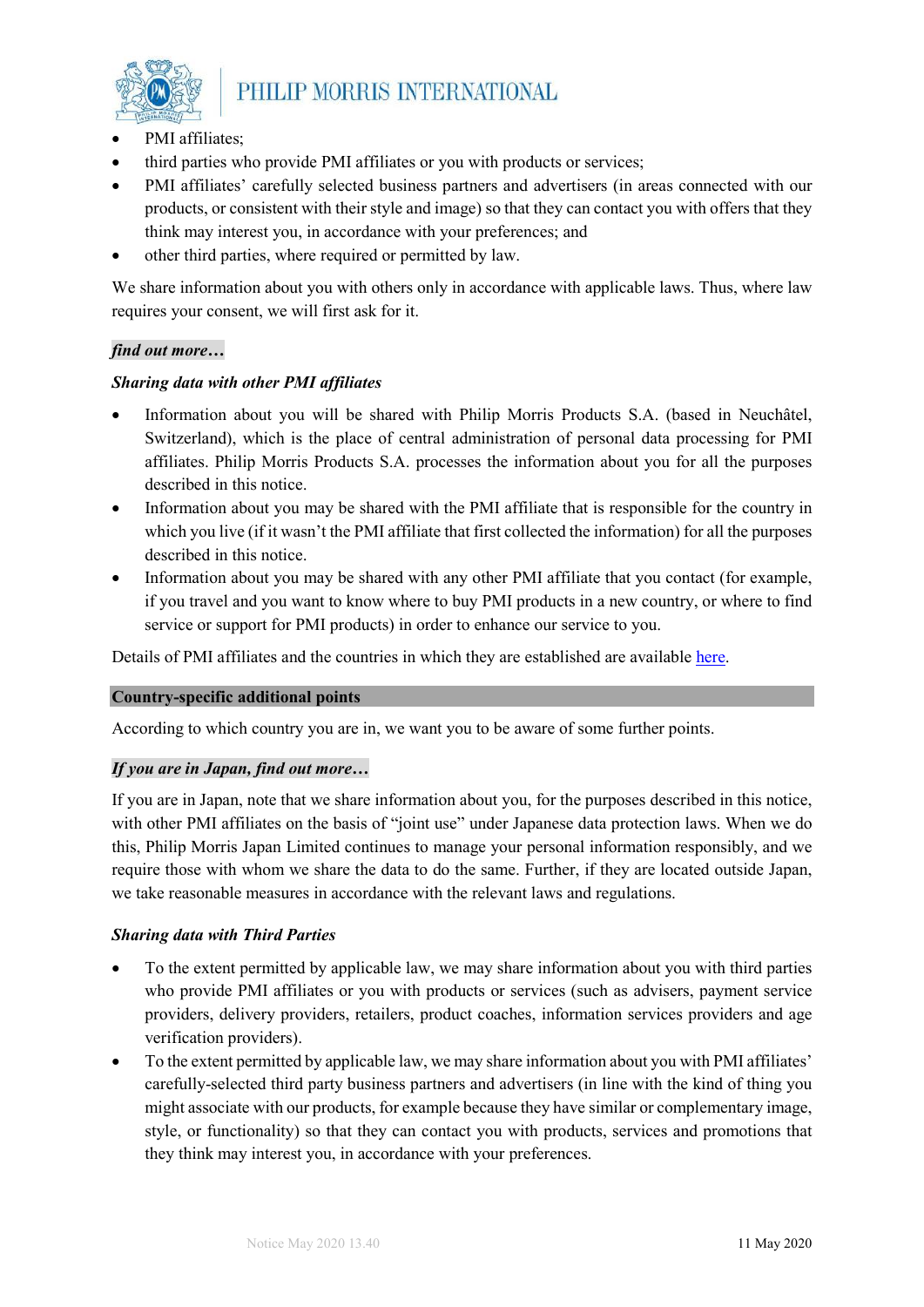- PMI affiliates;
- third parties who provide PMI affiliates or you with products or services;
- PMI affiliates' carefully selected business partners and advertisers (in areas connected with our products, or consistent with their style and image) so that they can contact you with offers that they think may interest you, in accordance with your preferences; and
- other third parties, where required or permitted by law.

We share information about you with others only in accordance with applicable laws. Thus, where law requires your consent, we will first ask for it.

***find out more…***

***Sharing data with other PMI affiliates***

- Information about you will be shared with Philip Morris Products S.A. (based in Neuchâtel, Switzerland), which is the place of central administration of personal data processing for PMI affiliates. Philip Morris Products S.A. processes the information about you for all the purposes described in this notice.
- Information about you may be shared with the PMI affiliate that is responsible for the country in which you live (if it wasn't the PMI affiliate that first collected the information) for all the purposes described in this notice.
- Information about you may be shared with any other PMI affiliate that you contact (for example, if you travel and you want to know where to buy PMI products in a new country, or where to find service or support for PMI products) in order to enhance our service to you.

Details of PMI affiliates and the countries in which they are established are available here.

**Country-specific additional points**

According to which country you are in, we want you to be aware of some further points.

***If you are in Japan, find out more…***

If you are in Japan, note that we share information about you, for the purposes described in this notice, with other PMI affiliates on the basis of "joint use" under Japanese data protection laws. When we do this, Philip Morris Japan Limited continues to manage your personal information responsibly, and we require those with whom we share the data to do the same. Further, if they are located outside Japan, we take reasonable measures in accordance with the relevant laws and regulations.

***Sharing data with Third Parties***

- To the extent permitted by applicable law, we may share information about you with third parties who provide PMI affiliates or you with products or services (such as advisers, payment service providers, delivery providers, retailers, product coaches, information services providers and age verification providers).
- To the extent permitted by applicable law, we may share information about you with PMI affiliates' carefully-selected third party business partners and advertisers (in line with the kind of thing you might associate with our products, for example because they have similar or complementary image, style, or functionality) so that they can contact you with products, services and promotions that they think may interest you, in accordance with your preferences.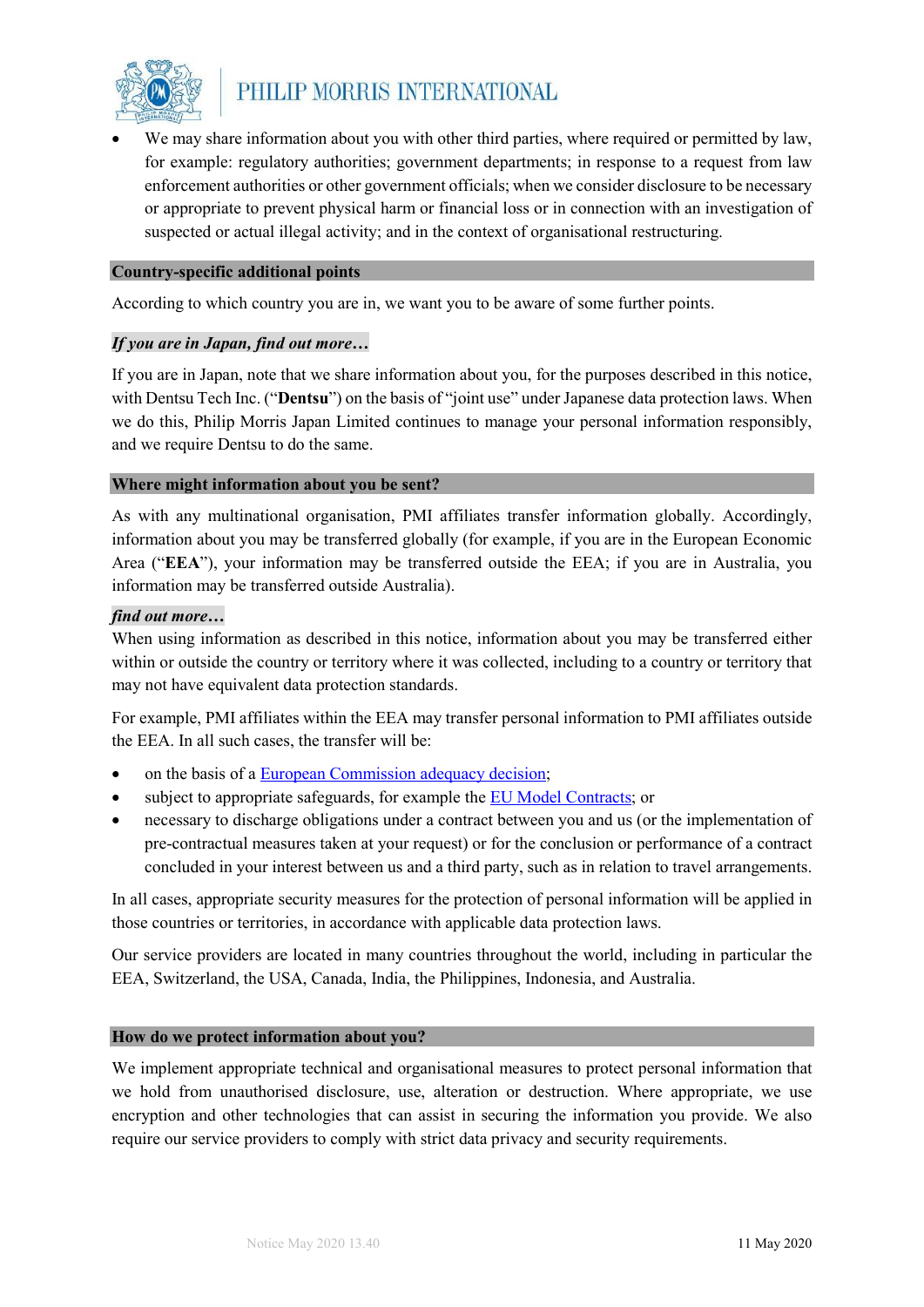- We may share information about you with other third parties, where required or permitted by law, for example: regulatory authorities; government departments; in response to a request from law enforcement authorities or other government officials; when we consider disclosure to be necessary or appropriate to prevent physical harm or financial loss or in connection with an investigation of suspected or actual illegal activity; and in the context of organisational restructuring.

## Country-specific additional points

According to which country you are in, we want you to be aware of some further points.

***If you are in Japan, find out more…***

If you are in Japan, note that we share information about you, for the purposes described in this notice, with Dentsu Tech Inc. ("**Dentsu**") on the basis of "joint use" under Japanese data protection laws. When we do this, Philip Morris Japan Limited continues to manage your personal information responsibly, and we require Dentsu to do the same.

## Where might information about you be sent?

As with any multinational organisation, PMI affiliates transfer information globally. Accordingly, information about you may be transferred globally (for example, if you are in the European Economic Area ("**EEA**"), your information may be transferred outside the EEA; if you are in Australia, you information may be transferred outside Australia).

***find out more…***

When using information as described in this notice, information about you may be transferred either within or outside the country or territory where it was collected, including to a country or territory that may not have equivalent data protection standards.

For example, PMI affiliates within the EEA may transfer personal information to PMI affiliates outside the EEA. In all such cases, the transfer will be:

- on the basis of a European Commission adequacy decision;
- subject to appropriate safeguards, for example the EU Model Contracts; or
- necessary to discharge obligations under a contract between you and us (or the implementation of pre-contractual measures taken at your request) or for the conclusion or performance of a contract concluded in your interest between us and a third party, such as in relation to travel arrangements.

In all cases, appropriate security measures for the protection of personal information will be applied in those countries or territories, in accordance with applicable data protection laws.

Our service providers are located in many countries throughout the world, including in particular the EEA, Switzerland, the USA, Canada, India, the Philippines, Indonesia, and Australia.

## How do we protect information about you?

We implement appropriate technical and organisational measures to protect personal information that we hold from unauthorised disclosure, use, alteration or destruction. Where appropriate, we use encryption and other technologies that can assist in securing the information you provide. We also require our service providers to comply with strict data privacy and security requirements.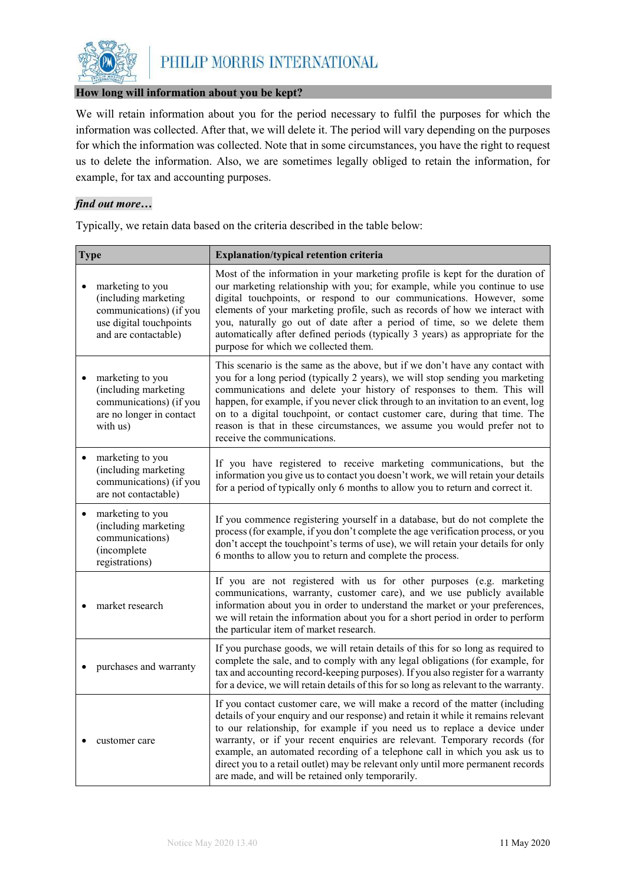## How long will information about you be kept?

We will retain information about you for the period necessary to fulfil the purposes for which the information was collected. After that, we will delete it. The period will vary depending on the purposes for which the information was collected. Note that in some circumstances, you have the right to request us to delete the information. Also, we are sometimes legally obliged to retain the information, for example, for tax and accounting purposes.

***find out more…***

Typically, we retain data based on the criteria described in the table below:

| Type | Explanation/typical retention criteria |
|---|---|
| • marketing to you (including marketing communications) (if you use digital touchpoints and are contactable) | Most of the information in your marketing profile is kept for the duration of our marketing relationship with you; for example, while you continue to use digital touchpoints, or respond to our communications. However, some elements of your marketing profile, such as records of how we interact with you, naturally go out of date after a period of time, so we delete them automatically after defined periods (typically 3 years) as appropriate for the purpose for which we collected them. |
| • marketing to you (including marketing communications) (if you are no longer in contact with us) | This scenario is the same as the above, but if we don't have any contact with you for a long period (typically 2 years), we will stop sending you marketing communications and delete your history of responses to them. This will happen, for example, if you never click through to an invitation to an event, log on to a digital touchpoint, or contact customer care, during that time. The reason is that in these circumstances, we assume you would prefer not to receive the communications. |
| • marketing to you (including marketing communications) (if you are not contactable) | If you have registered to receive marketing communications, but the information you give us to contact you doesn't work, we will retain your details for a period of typically only 6 months to allow you to return and correct it. |
| • marketing to you (including marketing communications) (incomplete registrations) | If you commence registering yourself in a database, but do not complete the process (for example, if you don't complete the age verification process, or you don't accept the touchpoint's terms of use), we will retain your details for only 6 months to allow you to return and complete the process. |
| • market research | If you are not registered with us for other purposes (e.g. marketing communications, warranty, customer care), and we use publicly available information about you in order to understand the market or your preferences, we will retain the information about you for a short period in order to perform the particular item of market research. |
| • purchases and warranty | If you purchase goods, we will retain details of this for so long as required to complete the sale, and to comply with any legal obligations (for example, for tax and accounting record-keeping purposes). If you also register for a warranty for a device, we will retain details of this for so long as relevant to the warranty. |
| • customer care | If you contact customer care, we will make a record of the matter (including details of your enquiry and our response) and retain it while it remains relevant to our relationship, for example if you need us to replace a device under warranty, or if your recent enquiries are relevant. Temporary records (for example, an automated recording of a telephone call in which you ask us to direct you to a retail outlet) may be relevant only until more permanent records are made, and will be retained only temporarily. |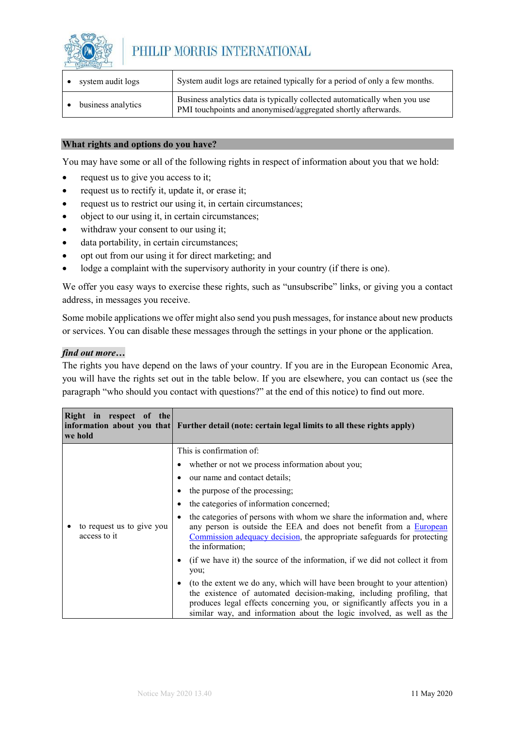| | |
|---|---|
| • system audit logs | System audit logs are retained typically for a period of only a few months. |
| • business analytics | Business analytics data is typically collected automatically when you use PMI touchpoints and anonymised/aggregated shortly afterwards. |

## What rights and options do you have?

You may have some or all of the following rights in respect of information about you that we hold:

- request us to give you access to it;
- request us to rectify it, update it, or erase it;
- request us to restrict our using it, in certain circumstances;
- object to our using it, in certain circumstances;
- withdraw your consent to our using it;
- data portability, in certain circumstances;
- opt out from our using it for direct marketing; and
- lodge a complaint with the supervisory authority in your country (if there is one).

We offer you easy ways to exercise these rights, such as "unsubscribe" links, or giving you a contact address, in messages you receive.

Some mobile applications we offer might also send you push messages, for instance about new products or services. You can disable these messages through the settings in your phone or the application.

***find out more…***

The rights you have depend on the laws of your country. If you are in the European Economic Area, you will have the rights set out in the table below. If you are elsewhere, you can contact us (see the paragraph "who should you contact with questions?" at the end of this notice) to find out more.

| Right in respect of the information about you that we hold | Further detail (note: certain legal limits to all these rights apply) |
|---|---|
| • to request us to give you access to it | This is confirmation of:<br>• whether or not we process information about you;<br>• our name and contact details;<br>• the purpose of the processing;<br>• the categories of information concerned;<br>• the categories of persons with whom we share the information and, where any person is outside the EEA and does not benefit from a European Commission adequacy decision, the appropriate safeguards for protecting the information;<br>• (if we have it) the source of the information, if we did not collect it from you;<br>• (to the extent we do any, which will have been brought to your attention) the existence of automated decision-making, including profiling, that produces legal effects concerning you, or significantly affects you in a similar way, and information about the logic involved, as well as the |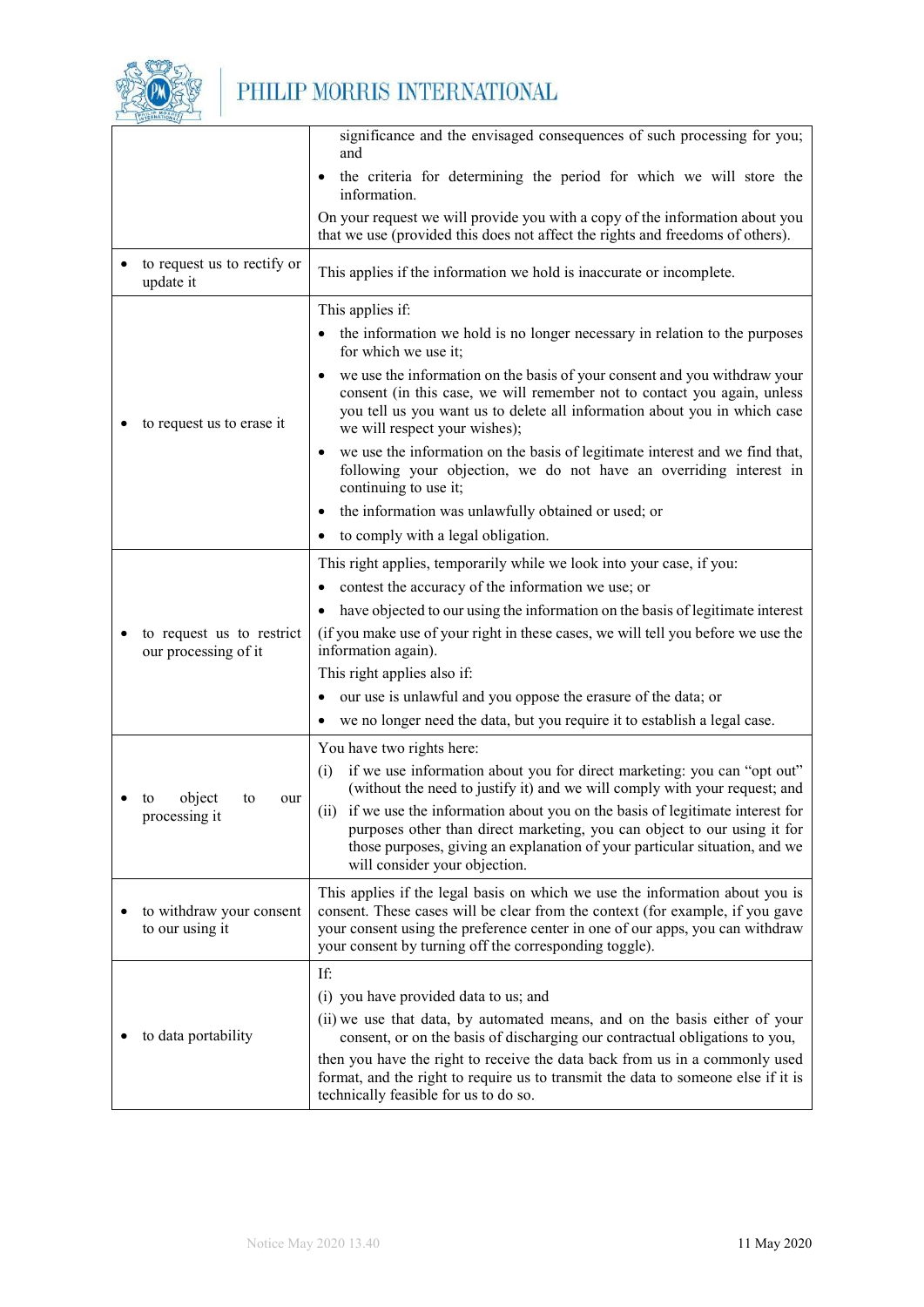| | |
|---|---|
| | significance and the envisaged consequences of such processing for you; and<br>• the criteria for determining the period for which we will store the information.<br>On your request we will provide you with a copy of the information about you that we use (provided this does not affect the rights and freedoms of others). |
| • to request us to rectify or update it | This applies if the information we hold is inaccurate or incomplete. |
| • to request us to erase it | This applies if:<br>• the information we hold is no longer necessary in relation to the purposes for which we use it;<br>• we use the information on the basis of your consent and you withdraw your consent (in this case, we will remember not to contact you again, unless you tell us you want us to delete all information about you in which case we will respect your wishes);<br>• we use the information on the basis of legitimate interest and we find that, following your objection, we do not have an overriding interest in continuing to use it;<br>• the information was unlawfully obtained or used; or<br>• to comply with a legal obligation. |
| • to request us to restrict our processing of it | This right applies, temporarily while we look into your case, if you:<br>• contest the accuracy of the information we use; or<br>• have objected to our using the information on the basis of legitimate interest<br>(if you make use of your right in these cases, we will tell you before we use the information again).<br>This right applies also if:<br>• our use is unlawful and you oppose the erasure of the data; or<br>• we no longer need the data, but you require it to establish a legal case. |
| • to object to our processing it | You have two rights here:<br>(i) if we use information about you for direct marketing: you can "opt out" (without the need to justify it) and we will comply with your request; and<br>(ii) if we use the information about you on the basis of legitimate interest for purposes other than direct marketing, you can object to our using it for those purposes, giving an explanation of your particular situation, and we will consider your objection. |
| • to withdraw your consent to our using it | This applies if the legal basis on which we use the information about you is consent. These cases will be clear from the context (for example, if you gave your consent using the preference center in one of our apps, you can withdraw your consent by turning off the corresponding toggle). |
| • to data portability | If:<br>(i) you have provided data to us; and<br>(ii) we use that data, by automated means, and on the basis either of your consent, or on the basis of discharging our contractual obligations to you,<br>then you have the right to receive the data back from us in a commonly used format, and the right to require us to transmit the data to someone else if it is technically feasible for us to do so. |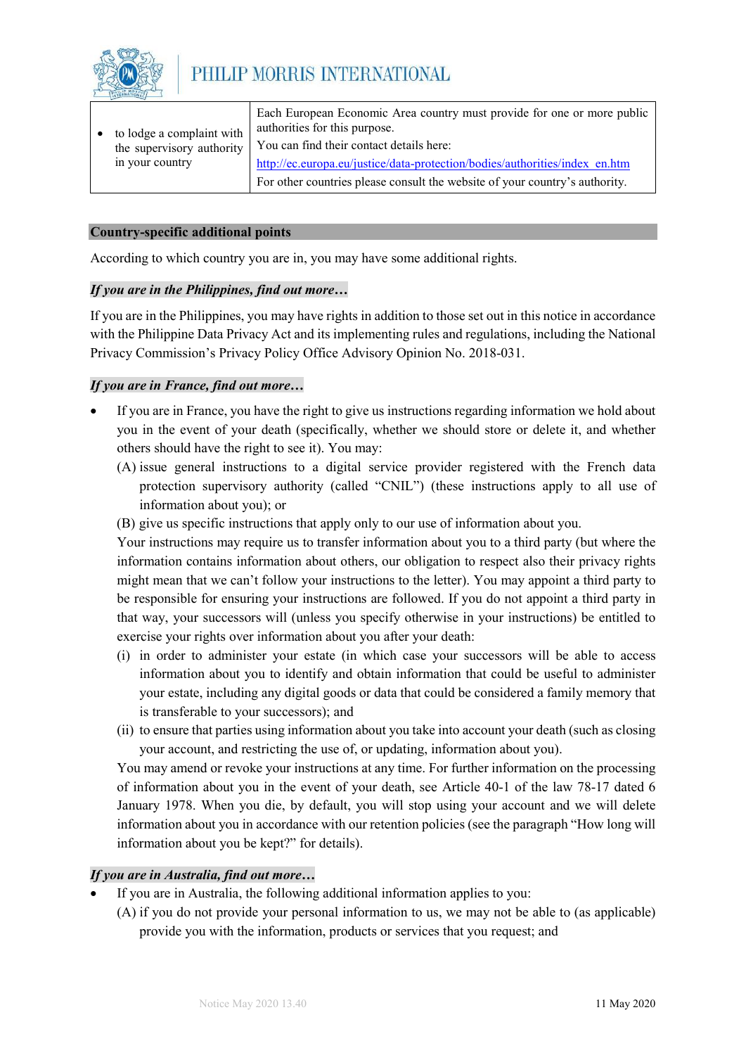| • to lodge a complaint with the supervisory authority in your country | Each European Economic Area country must provide for one or more public authorities for this purpose.<br>You can find their contact details here:<br>http://ec.europa.eu/justice/data-protection/bodies/authorities/index_en.htm<br>For other countries please consult the website of your country's authority. |
|---|---|

## Country-specific additional points

According to which country you are in, you may have some additional rights.

***If you are in the Philippines, find out more…***

If you are in the Philippines, you may have rights in addition to those set out in this notice in accordance with the Philippine Data Privacy Act and its implementing rules and regulations, including the National Privacy Commission's Privacy Policy Office Advisory Opinion No. 2018-031.

***If you are in France, find out more…***

- If you are in France, you have the right to give us instructions regarding information we hold about you in the event of your death (specifically, whether we should store or delete it, and whether others should have the right to see it). You may:

  (A) issue general instructions to a digital service provider registered with the French data protection supervisory authority (called "CNIL") (these instructions apply to all use of information about you); or

  (B) give us specific instructions that apply only to our use of information about you.

  Your instructions may require us to transfer information about you to a third party (but where the information contains information about others, our obligation to respect also their privacy rights might mean that we can't follow your instructions to the letter). You may appoint a third party to be responsible for ensuring your instructions are followed. If you do not appoint a third party in that way, your successors will (unless you specify otherwise in your instructions) be entitled to exercise your rights over information about you after your death:

  (i) in order to administer your estate (in which case your successors will be able to access information about you to identify and obtain information that could be useful to administer your estate, including any digital goods or data that could be considered a family memory that is transferable to your successors); and

  (ii) to ensure that parties using information about you take into account your death (such as closing your account, and restricting the use of, or updating, information about you).

  You may amend or revoke your instructions at any time. For further information on the processing of information about you in the event of your death, see Article 40-1 of the law 78-17 dated 6 January 1978. When you die, by default, you will stop using your account and we will delete information about you in accordance with our retention policies (see the paragraph "How long will information about you be kept?" for details).

***If you are in Australia, find out more…***

- If you are in Australia, the following additional information applies to you:

  (A) if you do not provide your personal information to us, we may not be able to (as applicable) provide you with the information, products or services that you request; and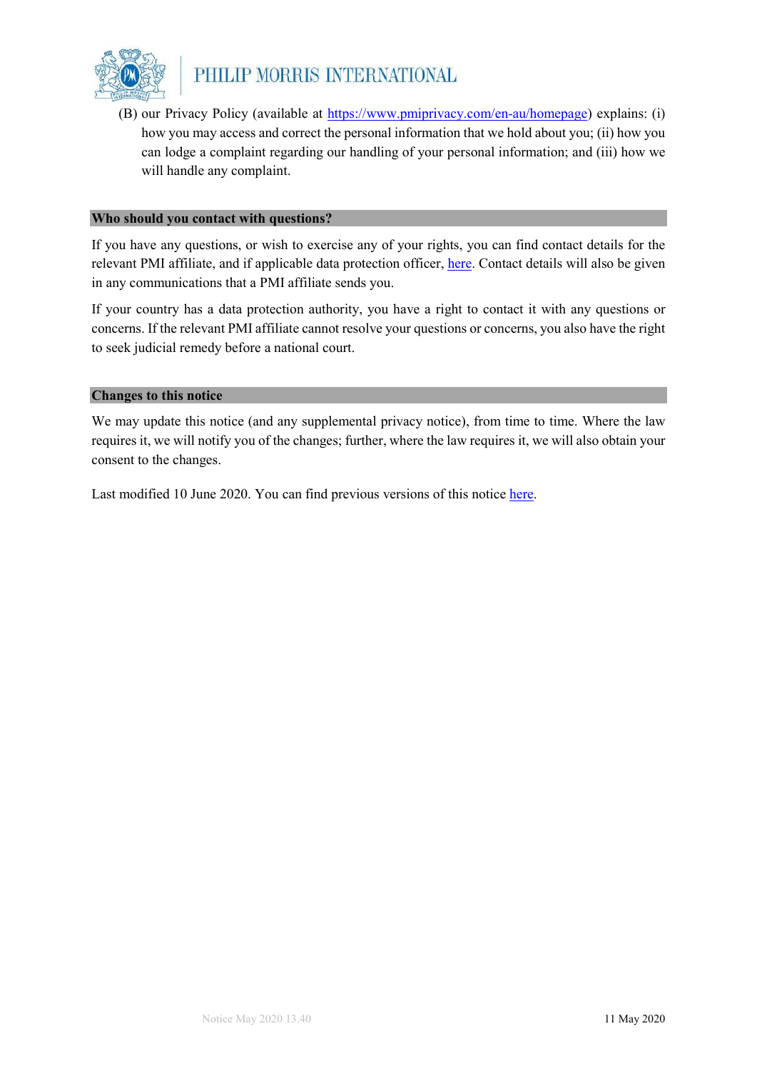(B) our Privacy Policy (available at [https://www.pmiprivacy.com/en-au/homepage](https://www.pmiprivacy.com/en-au/homepage)) explains: (i) how you may access and correct the personal information that we hold about you; (ii) how you can lodge a complaint regarding our handling of your personal information; and (iii) how we will handle any complaint.

## Who should you contact with questions?

If you have any questions, or wish to exercise any of your rights, you can find contact details for the relevant PMI affiliate, and if applicable data protection officer, here. Contact details will also be given in any communications that a PMI affiliate sends you.

If your country has a data protection authority, you have a right to contact it with any questions or concerns. If the relevant PMI affiliate cannot resolve your questions or concerns, you also have the right to seek judicial remedy before a national court.

## Changes to this notice

We may update this notice (and any supplemental privacy notice), from time to time. Where the law requires it, we will notify you of the changes; further, where the law requires it, we will also obtain your consent to the changes.

Last modified 10 June 2020. You can find previous versions of this notice here.